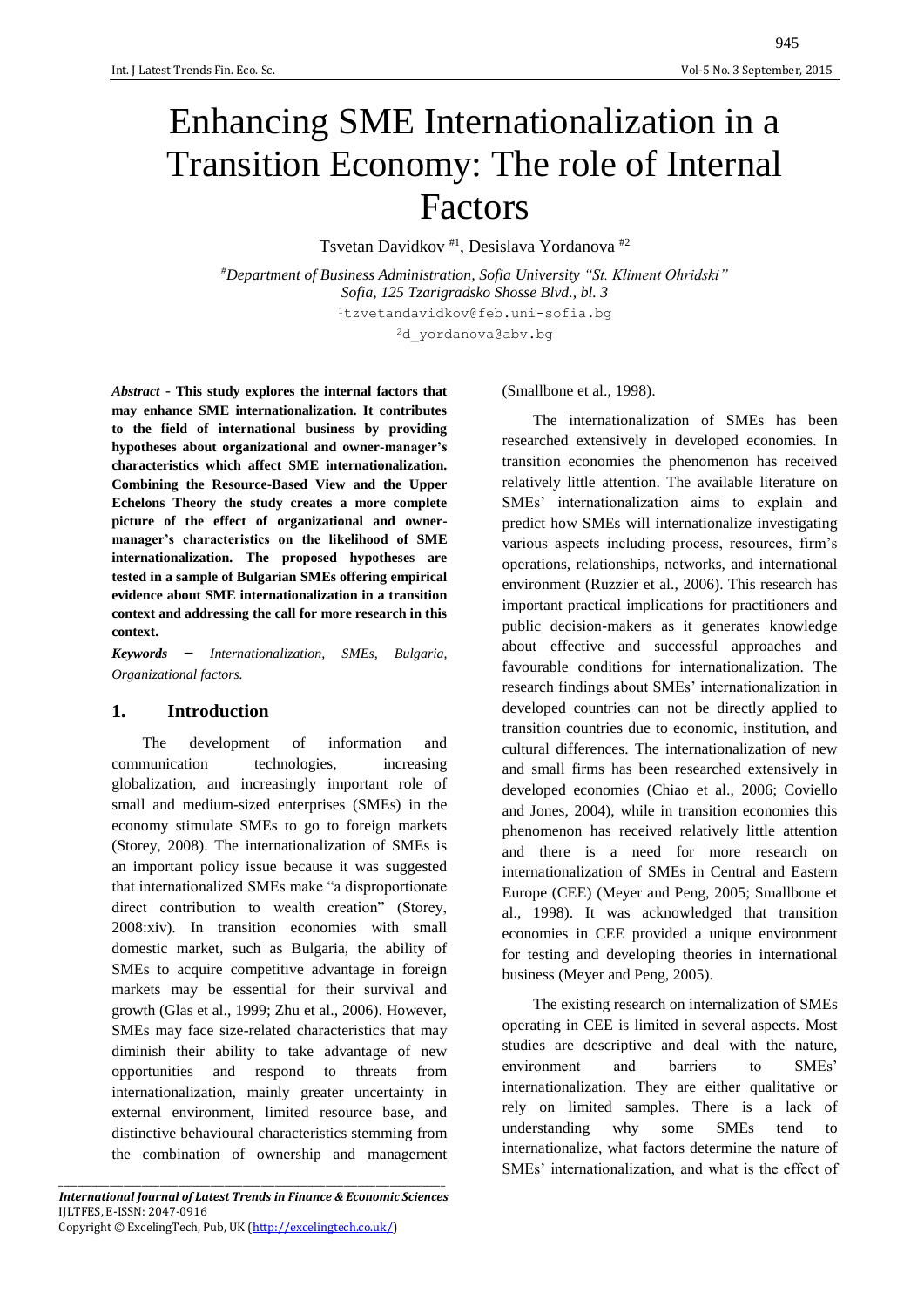# Enhancing SME Internationalization in a Transition Economy: The role of Internal Factors

Tsvetan Davidkov [#1], Desislava Yordanova [#2]

[#] Department of Business Administration, Sofia University "St. Kliment Ohridski"
Sofia, 125 Tzarigradsko Shosse Blvd., bl. 3

[1] tzvetandavidkov@feb.uni-sofia.bg

[2] d_yordanova@abv.bg

***Abstract* - This study explores the internal factors that may enhance SME internationalization. It contributes to the field of international business by providing hypotheses about organizational and owner-manager's characteristics which affect SME internationalization. Combining the Resource-Based View and the Upper Echelons Theory the study creates a more complete picture of the effect of organizational and owner-manager's characteristics on the likelihood of SME internationalization. The proposed hypotheses are tested in a sample of Bulgarian SMEs offering empirical evidence about SME internationalization in a transition context and addressing the call for more research in this context.**

***Keywords*** – *Internationalization, SMEs, Bulgaria, Organizational factors.*

## 1. Introduction

The development of information and communication technologies, increasing globalization, and increasingly important role of small and medium-sized enterprises (SMEs) in the economy stimulate SMEs to go to foreign markets (Storey, 2008). The internationalization of SMEs is an important policy issue because it was suggested that internationalized SMEs make "a disproportionate direct contribution to wealth creation" (Storey, 2008:xiv). In transition economies with small domestic market, such as Bulgaria, the ability of SMEs to acquire competitive advantage in foreign markets may be essential for their survival and growth (Glas et al., 1999; Zhu et al., 2006). However, SMEs may face size-related characteristics that may diminish their ability to take advantage of new opportunities and respond to threats from internationalization, mainly greater uncertainty in external environment, limited resource base, and distinctive behavioural characteristics stemming from the combination of ownership and management (Smallbone et al., 1998).

The internationalization of SMEs has been researched extensively in developed economies. In transition economies the phenomenon has received relatively little attention. The available literature on SMEs' internationalization aims to explain and predict how SMEs will internationalize investigating various aspects including process, resources, firm's operations, relationships, networks, and international environment (Ruzzier et al., 2006). This research has important practical implications for practitioners and public decision-makers as it generates knowledge about effective and successful approaches and favourable conditions for internationalization. The research findings about SMEs' internationalization in developed countries can not be directly applied to transition countries due to economic, institution, and cultural differences. The internationalization of new and small firms has been researched extensively in developed economies (Chiao et al., 2006; Coviello and Jones, 2004), while in transition economies this phenomenon has received relatively little attention and there is a need for more research on internationalization of SMEs in Central and Eastern Europe (CEE) (Meyer and Peng, 2005; Smallbone et al., 1998). It was acknowledged that transition economies in CEE provided a unique environment for testing and developing theories in international business (Meyer and Peng, 2005).

The existing research on internalization of SMEs operating in CEE is limited in several aspects. Most studies are descriptive and deal with the nature, environment and barriers to SMEs' internationalization. They are either qualitative or rely on limited samples. There is a lack of understanding why some SMEs tend to internationalize, what factors determine the nature of SMEs' internationalization, and what is the effect of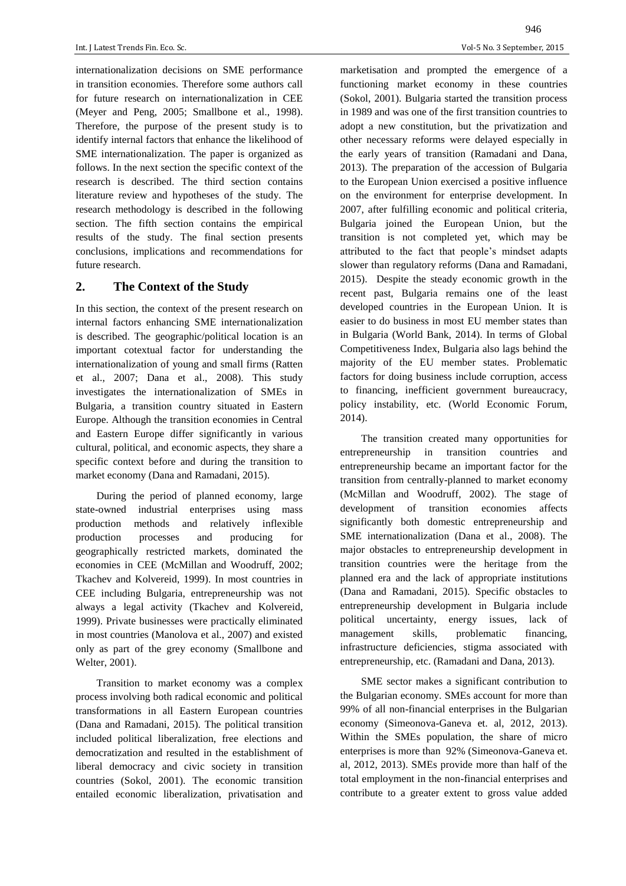internationalization decisions on SME performance in transition economies. Therefore some authors call for future research on internationalization in CEE (Meyer and Peng, 2005; Smallbone et al., 1998). Therefore, the purpose of the present study is to identify internal factors that enhance the likelihood of SME internationalization. The paper is organized as follows. In the next section the specific context of the research is described. The third section contains literature review and hypotheses of the study. The research methodology is described in the following section. The fifth section contains the empirical results of the study. The final section presents conclusions, implications and recommendations for future research.

## 2. The Context of the Study

In this section, the context of the present research on internal factors enhancing SME internationalization is described. The geographic/political location is an important cotextual factor for understanding the internationalization of young and small firms (Ratten et al., 2007; Dana et al., 2008). This study investigates the internationalization of SMEs in Bulgaria, a transition country situated in Eastern Europe. Although the transition economies in Central and Eastern Europe differ significantly in various cultural, political, and economic aspects, they share a specific context before and during the transition to market economy (Dana and Ramadani, 2015).

During the period of planned economy, large state-owned industrial enterprises using mass production methods and relatively inflexible production processes and producing for geographically restricted markets, dominated the economies in CEE (McMillan and Woodruff, 2002; Tkachev and Kolvereid, 1999). In most countries in CEE including Bulgaria, entrepreneurship was not always a legal activity (Tkachev and Kolvereid, 1999). Private businesses were practically eliminated in most countries (Manolova et al., 2007) and existed only as part of the grey economy (Smallbone and Welter, 2001).

Transition to market economy was a complex process involving both radical economic and political transformations in all Eastern European countries (Dana and Ramadani, 2015). The political transition included political liberalization, free elections and democratization and resulted in the establishment of liberal democracy and civic society in transition countries (Sokol, 2001). The economic transition entailed economic liberalization, privatisation and marketisation and prompted the emergence of a functioning market economy in these countries (Sokol, 2001). Bulgaria started the transition process in 1989 and was one of the first transition countries to adopt a new constitution, but the privatization and other necessary reforms were delayed especially in the early years of transition (Ramadani and Dana, 2013). The preparation of the accession of Bulgaria to the European Union exercised a positive influence on the environment for enterprise development. In 2007, after fulfilling economic and political criteria, Bulgaria joined the European Union, but the transition is not completed yet, which may be attributed to the fact that people's mindset adapts slower than regulatory reforms (Dana and Ramadani, 2015). Despite the steady economic growth in the recent past, Bulgaria remains one of the least developed countries in the European Union. It is easier to do business in most EU member states than in Bulgaria (World Bank, 2014). In terms of Global Competitiveness Index, Bulgaria also lags behind the majority of the EU member states. Problematic factors for doing business include corruption, access to financing, inefficient government bureaucracy, policy instability, etc. (World Economic Forum, 2014).

The transition created many opportunities for entrepreneurship in transition countries and entrepreneurship became an important factor for the transition from centrally-planned to market economy (McMillan and Woodruff, 2002). The stage of development of transition economies affects significantly both domestic entrepreneurship and SME internationalization (Dana et al., 2008). The major obstacles to entrepreneurship development in transition countries were the heritage from the planned era and the lack of appropriate institutions (Dana and Ramadani, 2015). Specific obstacles to entrepreneurship development in Bulgaria include political uncertainty, energy issues, lack of management skills, problematic financing, infrastructure deficiencies, stigma associated with entrepreneurship, etc. (Ramadani and Dana, 2013).

SME sector makes a significant contribution to the Bulgarian economy. SMEs account for more than 99% of all non-financial enterprises in the Bulgarian economy (Simeonova-Ganeva et. al, 2012, 2013). Within the SMEs population, the share of micro enterprises is more than 92% (Simeonova-Ganeva et. al, 2012, 2013). SMEs provide more than half of the total employment in the non-financial enterprises and contribute to a greater extent to gross value added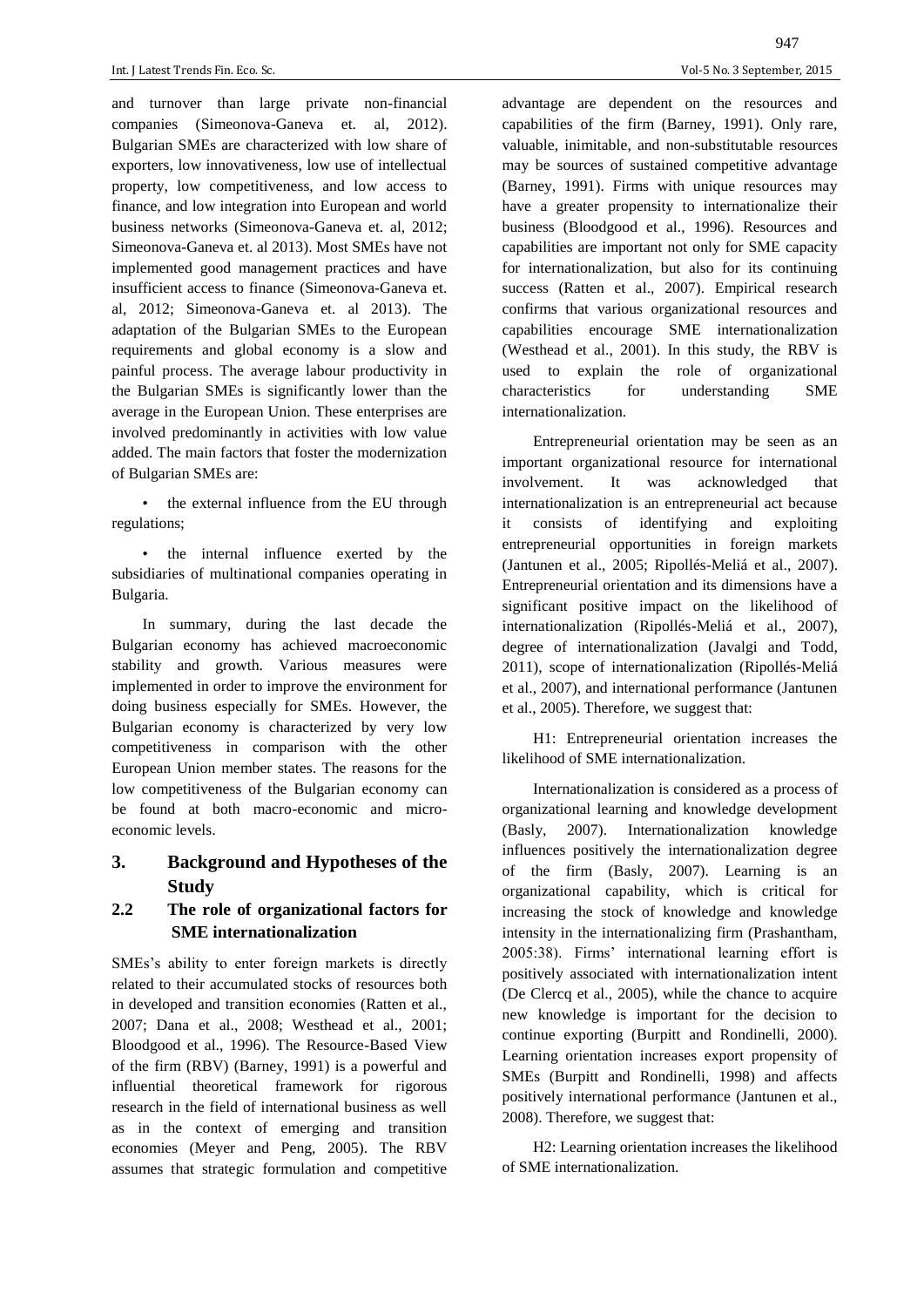and turnover than large private non-financial companies (Simeonova-Ganeva et. al, 2012). Bulgarian SMEs are characterized with low share of exporters, low innovativeness, low use of intellectual property, low competitiveness, and low access to finance, and low integration into European and world business networks (Simeonova-Ganeva et. al, 2012; Simeonova-Ganeva et. al 2013). Most SMEs have not implemented good management practices and have insufficient access to finance (Simeonova-Ganeva et. al, 2012; Simeonova-Ganeva et. al 2013). The adaptation of the Bulgarian SMEs to the European requirements and global economy is a slow and painful process. The average labour productivity in the Bulgarian SMEs is significantly lower than the average in the European Union. These enterprises are involved predominantly in activities with low value added. The main factors that foster the modernization of Bulgarian SMEs are:

- the external influence from the EU through regulations;
- the internal influence exerted by the subsidiaries of multinational companies operating in Bulgaria.

In summary, during the last decade the Bulgarian economy has achieved macroeconomic stability and growth. Various measures were implemented in order to improve the environment for doing business especially for SMEs. However, the Bulgarian economy is characterized by very low competitiveness in comparison with the other European Union member states. The reasons for the low competitiveness of the Bulgarian economy can be found at both macro-economic and micro-economic levels.

# 3. Background and Hypotheses of the Study

## 2.2 The role of organizational factors for SME internationalization

SMEs's ability to enter foreign markets is directly related to their accumulated stocks of resources both in developed and transition economies (Ratten et al., 2007; Dana et al., 2008; Westhead et al., 2001; Bloodgood et al., 1996). The Resource-Based View of the firm (RBV) (Barney, 1991) is a powerful and influential theoretical framework for rigorous research in the field of international business as well as in the context of emerging and transition economies (Meyer and Peng, 2005). The RBV assumes that strategic formulation and competitive advantage are dependent on the resources and capabilities of the firm (Barney, 1991). Only rare, valuable, inimitable, and non-substitutable resources may be sources of sustained competitive advantage (Barney, 1991). Firms with unique resources may have a greater propensity to internationalize their business (Bloodgood et al., 1996). Resources and capabilities are important not only for SME capacity for internationalization, but also for its continuing success (Ratten et al., 2007). Empirical research confirms that various organizational resources and capabilities encourage SME internationalization (Westhead et al., 2001). In this study, the RBV is used to explain the role of organizational characteristics for understanding SME internationalization.

Entrepreneurial orientation may be seen as an important organizational resource for international involvement. It was acknowledged that internationalization is an entrepreneurial act because it consists of identifying and exploiting entrepreneurial opportunities in foreign markets (Jantunen et al., 2005; Ripollés-Meliá et al., 2007). Entrepreneurial orientation and its dimensions have a significant positive impact on the likelihood of internationalization (Ripollés-Meliá et al., 2007), degree of internationalization (Javalgi and Todd, 2011), scope of internationalization (Ripollés-Meliá et al., 2007), and international performance (Jantunen et al., 2005). Therefore, we suggest that:

H1: Entrepreneurial orientation increases the likelihood of SME internationalization.

Internationalization is considered as a process of organizational learning and knowledge development (Basly, 2007). Internationalization knowledge influences positively the internationalization degree of the firm (Basly, 2007). Learning is an organizational capability, which is critical for increasing the stock of knowledge and knowledge intensity in the internationalizing firm (Prashantham, 2005:38). Firms' international learning effort is positively associated with internationalization intent (De Clercq et al., 2005), while the chance to acquire new knowledge is important for the decision to continue exporting (Burpitt and Rondinelli, 2000). Learning orientation increases export propensity of SMEs (Burpitt and Rondinelli, 1998) and affects positively international performance (Jantunen et al., 2008). Therefore, we suggest that:

H2: Learning orientation increases the likelihood of SME internationalization.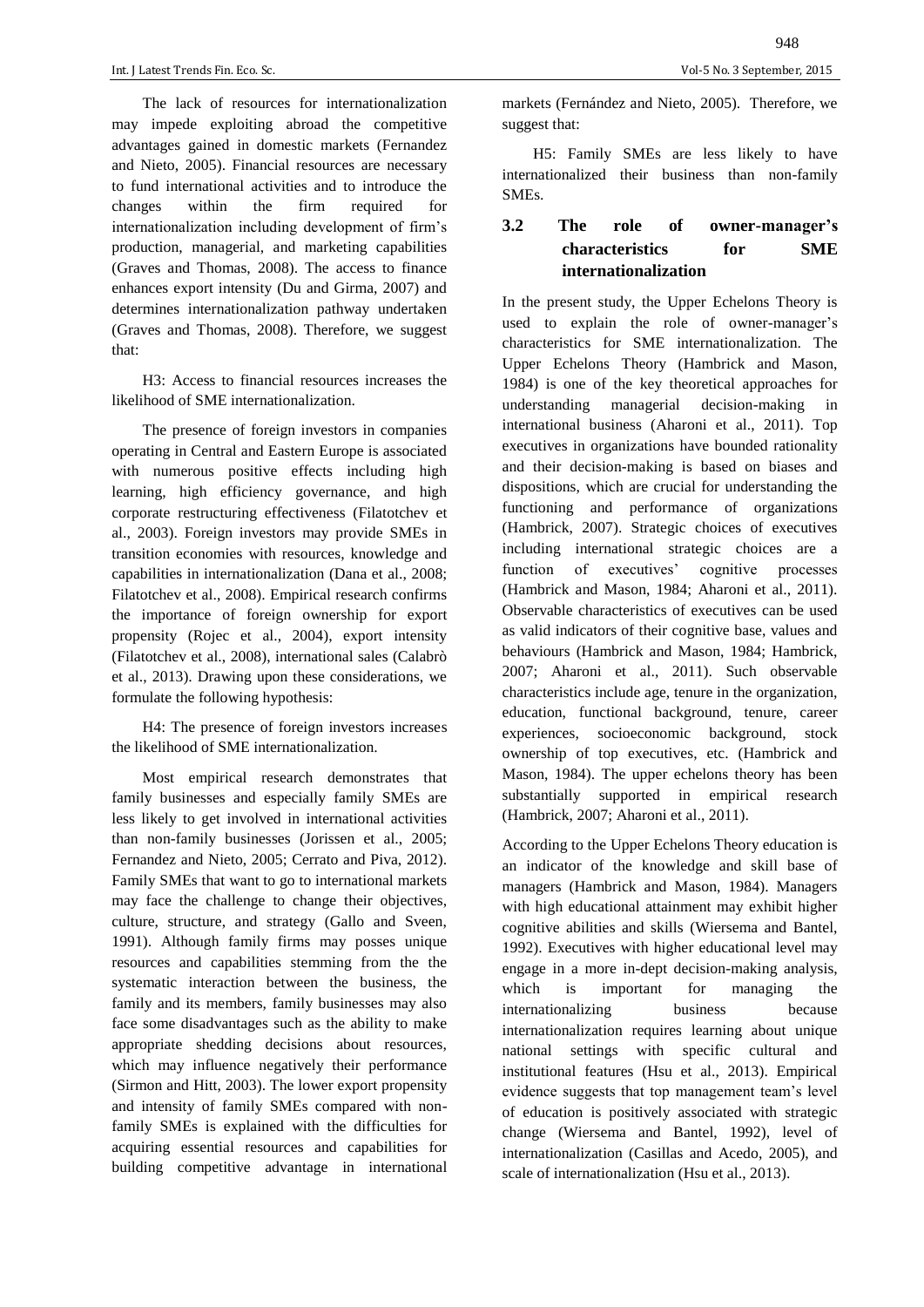The lack of resources for internationalization may impede exploiting abroad the competitive advantages gained in domestic markets (Fernandez and Nieto, 2005). Financial resources are necessary to fund international activities and to introduce the changes within the firm required for internationalization including development of firm's production, managerial, and marketing capabilities (Graves and Thomas, 2008). The access to finance enhances export intensity (Du and Girma, 2007) and determines internationalization pathway undertaken (Graves and Thomas, 2008). Therefore, we suggest that:

H3: Access to financial resources increases the likelihood of SME internationalization.

The presence of foreign investors in companies operating in Central and Eastern Europe is associated with numerous positive effects including high learning, high efficiency governance, and high corporate restructuring effectiveness (Filatotchev et al., 2003). Foreign investors may provide SMEs in transition economies with resources, knowledge and capabilities in internationalization (Dana et al., 2008; Filatotchev et al., 2008). Empirical research confirms the importance of foreign ownership for export propensity (Rojec et al., 2004), export intensity (Filatotchev et al., 2008), international sales (Calabrò et al., 2013). Drawing upon these considerations, we formulate the following hypothesis:

H4: The presence of foreign investors increases the likelihood of SME internationalization.

Most empirical research demonstrates that family businesses and especially family SMEs are less likely to get involved in international activities than non-family businesses (Jorissen et al., 2005; Fernandez and Nieto, 2005; Cerrato and Piva, 2012). Family SMEs that want to go to international markets may face the challenge to change their objectives, culture, structure, and strategy (Gallo and Sveen, 1991). Although family firms may posses unique resources and capabilities stemming from the the systematic interaction between the business, the family and its members, family businesses may also face some disadvantages such as the ability to make appropriate shedding decisions about resources, which may influence negatively their performance (Sirmon and Hitt, 2003). The lower export propensity and intensity of family SMEs compared with non-family SMEs is explained with the difficulties for acquiring essential resources and capabilities for building competitive advantage in international markets (Fernández and Nieto, 2005). Therefore, we suggest that:

H5: Family SMEs are less likely to have internationalized their business than non-family SMEs.

### 3.2 The role of owner-manager's characteristics for SME internationalization

In the present study, the Upper Echelons Theory is used to explain the role of owner-manager's characteristics for SME internationalization. The Upper Echelons Theory (Hambrick and Mason, 1984) is one of the key theoretical approaches for understanding managerial decision-making in international business (Aharoni et al., 2011). Top executives in organizations have bounded rationality and their decision-making is based on biases and dispositions, which are crucial for understanding the functioning and performance of organizations (Hambrick, 2007). Strategic choices of executives including international strategic choices are a function of executives' cognitive processes (Hambrick and Mason, 1984; Aharoni et al., 2011). Observable characteristics of executives can be used as valid indicators of their cognitive base, values and behaviours (Hambrick and Mason, 1984; Hambrick, 2007; Aharoni et al., 2011). Such observable characteristics include age, tenure in the organization, education, functional background, tenure, career experiences, socioeconomic background, stock ownership of top executives, etc. (Hambrick and Mason, 1984). The upper echelons theory has been substantially supported in empirical research (Hambrick, 2007; Aharoni et al., 2011).

According to the Upper Echelons Theory education is an indicator of the knowledge and skill base of managers (Hambrick and Mason, 1984). Managers with high educational attainment may exhibit higher cognitive abilities and skills (Wiersema and Bantel, 1992). Executives with higher educational level may engage in a more in-dept decision-making analysis, which is important for managing the internationalizing business because internationalization requires learning about unique national settings with specific cultural and institutional features (Hsu et al., 2013). Empirical evidence suggests that top management team's level of education is positively associated with strategic change (Wiersema and Bantel, 1992), level of internationalization (Casillas and Acedo, 2005), and scale of internationalization (Hsu et al., 2013).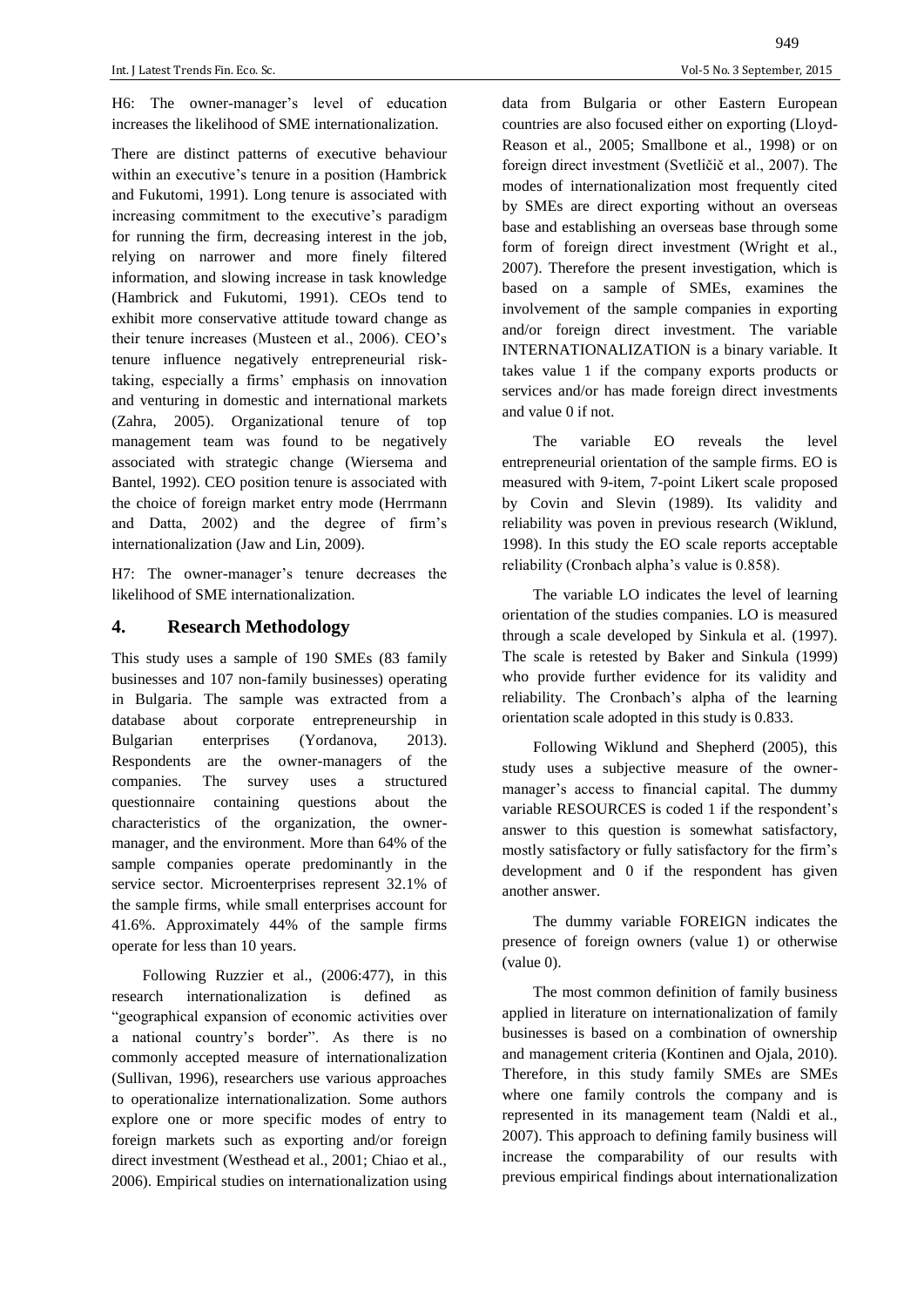H6: The owner-manager's level of education increases the likelihood of SME internationalization.

There are distinct patterns of executive behaviour within an executive's tenure in a position (Hambrick and Fukutomi, 1991). Long tenure is associated with increasing commitment to the executive's paradigm for running the firm, decreasing interest in the job, relying on narrower and more finely filtered information, and slowing increase in task knowledge (Hambrick and Fukutomi, 1991). CEOs tend to exhibit more conservative attitude toward change as their tenure increases (Musteen et al., 2006). CEO's tenure influence negatively entrepreneurial risk-taking, especially a firms' emphasis on innovation and venturing in domestic and international markets (Zahra, 2005). Organizational tenure of top management team was found to be negatively associated with strategic change (Wiersema and Bantel, 1992). CEO position tenure is associated with the choice of foreign market entry mode (Herrmann and Datta, 2002) and the degree of firm's internationalization (Jaw and Lin, 2009).

H7: The owner-manager's tenure decreases the likelihood of SME internationalization.

## 4. Research Methodology

This study uses a sample of 190 SMEs (83 family businesses and 107 non-family businesses) operating in Bulgaria. The sample was extracted from a database about corporate entrepreneurship in Bulgarian enterprises (Yordanova, 2013). Respondents are the owner-managers of the companies. The survey uses a structured questionnaire containing questions about the characteristics of the organization, the owner-manager, and the environment. More than 64% of the sample companies operate predominantly in the service sector. Microenterprises represent 32.1% of the sample firms, while small enterprises account for 41.6%. Approximately 44% of the sample firms operate for less than 10 years.

Following Ruzzier et al., (2006:477), in this research internationalization is defined as "geographical expansion of economic activities over a national country's border". As there is no commonly accepted measure of internationalization (Sullivan, 1996), researchers use various approaches to operationalize internationalization. Some authors explore one or more specific modes of entry to foreign markets such as exporting and/or foreign direct investment (Westhead et al., 2001; Chiao et al., 2006). Empirical studies on internationalization using data from Bulgaria or other Eastern European countries are also focused either on exporting (Lloyd-Reason et al., 2005; Smallbone et al., 1998) or on foreign direct investment (Svetličič et al., 2007). The modes of internationalization most frequently cited by SMEs are direct exporting without an overseas base and establishing an overseas base through some form of foreign direct investment (Wright et al., 2007). Therefore the present investigation, which is based on a sample of SMEs, examines the involvement of the sample companies in exporting and/or foreign direct investment. The variable INTERNATIONALIZATION is a binary variable. It takes value 1 if the company exports products or services and/or has made foreign direct investments and value 0 if not.

The variable EO reveals the level entrepreneurial orientation of the sample firms. EO is measured with 9-item, 7-point Likert scale proposed by Covin and Slevin (1989). Its validity and reliability was poven in previous research (Wiklund, 1998). In this study the EO scale reports acceptable reliability (Cronbach alpha's value is 0.858).

The variable LO indicates the level of learning orientation of the studies companies. LO is measured through a scale developed by Sinkula et al. (1997). The scale is retested by Baker and Sinkula (1999) who provide further evidence for its validity and reliability. The Cronbach's alpha of the learning orientation scale adopted in this study is 0.833.

Following Wiklund and Shepherd (2005), this study uses a subjective measure of the owner-manager's access to financial capital. The dummy variable RESOURCES is coded 1 if the respondent's answer to this question is somewhat satisfactory, mostly satisfactory or fully satisfactory for the firm's development and 0 if the respondent has given another answer.

The dummy variable FOREIGN indicates the presence of foreign owners (value 1) or otherwise (value 0).

The most common definition of family business applied in literature on internationalization of family businesses is based on a combination of ownership and management criteria (Kontinen and Ojala, 2010). Therefore, in this study family SMEs are SMEs where one family controls the company and is represented in its management team (Naldi et al., 2007). This approach to defining family business will increase the comparability of our results with previous empirical findings about internationalization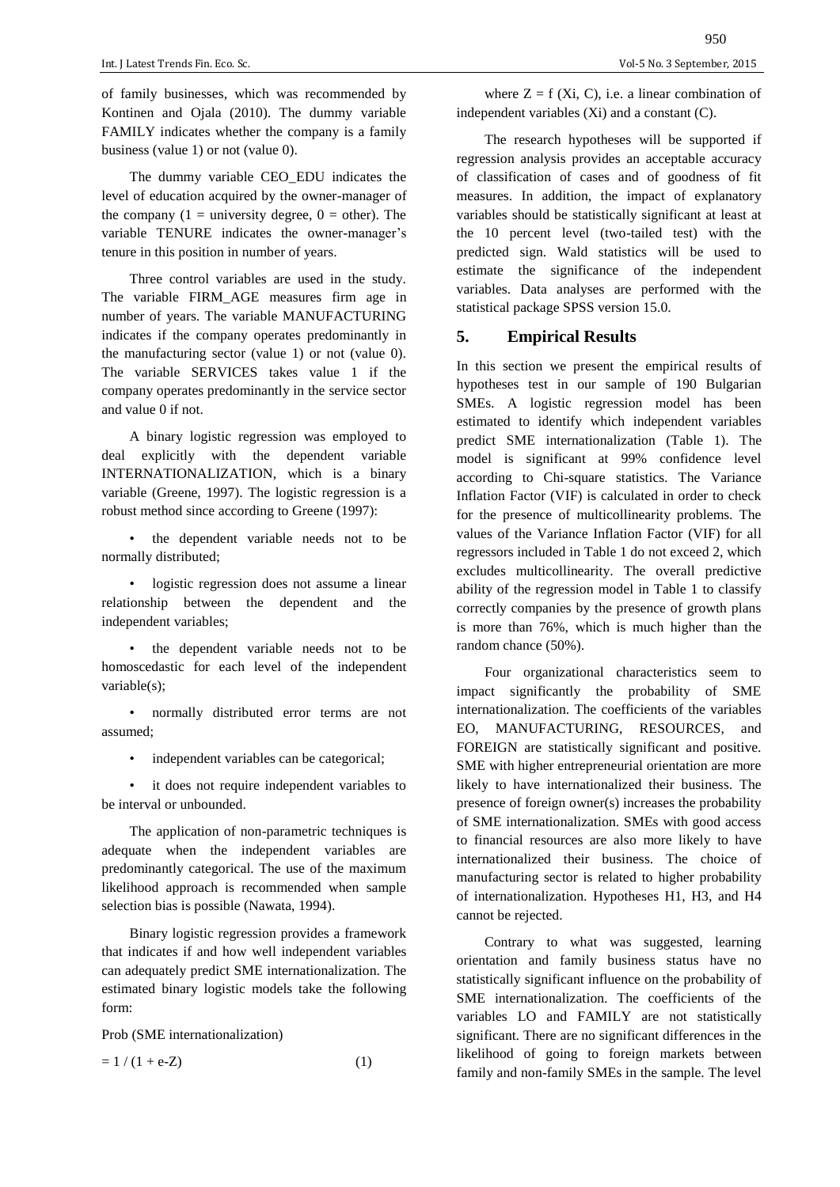of family businesses, which was recommended by Kontinen and Ojala (2010). The dummy variable FAMILY indicates whether the company is a family business (value 1) or not (value 0).

The dummy variable CEO_EDU indicates the level of education acquired by the owner-manager of the company (1 = university degree, 0 = other). The variable TENURE indicates the owner-manager's tenure in this position in number of years.

Three control variables are used in the study. The variable FIRM_AGE measures firm age in number of years. The variable MANUFACTURING indicates if the company operates predominantly in the manufacturing sector (value 1) or not (value 0). The variable SERVICES takes value 1 if the company operates predominantly in the service sector and value 0 if not.

A binary logistic regression was employed to deal explicitly with the dependent variable INTERNATIONALIZATION, which is a binary variable (Greene, 1997). The logistic regression is a robust method since according to Greene (1997):

- the dependent variable needs not to be normally distributed;
- logistic regression does not assume a linear relationship between the dependent and the independent variables;
- the dependent variable needs not to be homoscedastic for each level of the independent variable(s);
- normally distributed error terms are not assumed;
- independent variables can be categorical;
- it does not require independent variables to be interval or unbounded.

The application of non-parametric techniques is adequate when the independent variables are predominantly categorical. The use of the maximum likelihood approach is recommended when sample selection bias is possible (Nawata, 1994).

Binary logistic regression provides a framework that indicates if and how well independent variables can adequately predict SME internationalization. The estimated binary logistic models take the following form:

Prob (SME internationalization)

$$= 1 / (1 + e^{-Z}) \quad (1)$$

where Z = f (Xi, C), i.e. a linear combination of independent variables (Xi) and a constant (C).

The research hypotheses will be supported if regression analysis provides an acceptable accuracy of classification of cases and of goodness of fit measures. In addition, the impact of explanatory variables should be statistically significant at least at the 10 percent level (two-tailed test) with the predicted sign. Wald statistics will be used to estimate the significance of the independent variables. Data analyses are performed with the statistical package SPSS version 15.0.

## 5. Empirical Results

In this section we present the empirical results of hypotheses test in our sample of 190 Bulgarian SMEs. A logistic regression model has been estimated to identify which independent variables predict SME internationalization (Table 1). The model is significant at 99% confidence level according to Chi-square statistics. The Variance Inflation Factor (VIF) is calculated in order to check for the presence of multicollinearity problems. The values of the Variance Inflation Factor (VIF) for all regressors included in Table 1 do not exceed 2, which excludes multicollinearity. The overall predictive ability of the regression model in Table 1 to classify correctly companies by the presence of growth plans is more than 76%, which is much higher than the random chance (50%).

Four organizational characteristics seem to impact significantly the probability of SME internationalization. The coefficients of the variables EO, MANUFACTURING, RESOURCES, and FOREIGN are statistically significant and positive. SME with higher entrepreneurial orientation are more likely to have internationalized their business. The presence of foreign owner(s) increases the probability of SME internationalization. SMEs with good access to financial resources are also more likely to have internationalized their business. The choice of manufacturing sector is related to higher probability of internationalization. Hypotheses H1, H3, and H4 cannot be rejected.

Contrary to what was suggested, learning orientation and family business status have no statistically significant influence on the probability of SME internationalization. The coefficients of the variables LO and FAMILY are not statistically significant. There are no significant differences in the likelihood of going to foreign markets between family and non-family SMEs in the sample. The level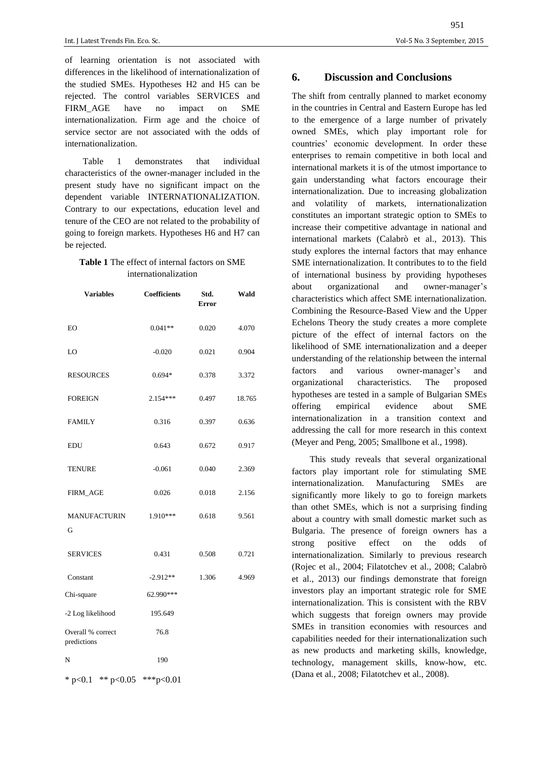of learning orientation is not associated with differences in the likelihood of internationalization of the studied SMEs. Hypotheses H2 and H5 can be rejected. The control variables SERVICES and FIRM_AGE have no impact on SME internationalization. Firm age and the choice of service sector are not associated with the odds of internationalization.

Table 1 demonstrates that individual characteristics of the owner-manager included in the present study have no significant impact on the dependent variable INTERNATIONALIZATION. Contrary to our expectations, education level and tenure of the CEO are not related to the probability of going to foreign markets. Hypotheses H6 and H7 can be rejected.

**Table 1** The effect of internal factors on SME internationalization

| Variables | Coefficients | Std. Error | Wald |
|---|---|---|---|
| EO | 0.041** | 0.020 | 4.070 |
| LO | -0.020 | 0.021 | 0.904 |
| RESOURCES | 0.694* | 0.378 | 3.372 |
| FOREIGN | 2.154*** | 0.497 | 18.765 |
| FAMILY | 0.316 | 0.397 | 0.636 |
| EDU | 0.643 | 0.672 | 0.917 |
| TENURE | -0.061 | 0.040 | 2.369 |
| FIRM_AGE | 0.026 | 0.018 | 2.156 |
| MANUFACTURING | 1.910*** | 0.618 | 9.561 |
| SERVICES | 0.431 | 0.508 | 0.721 |
| Constant | -2.912** | 1.306 | 4.969 |
| Chi-square | 62.990*** | | |
| -2 Log likelihood | 195.649 | | |
| Overall % correct predictions | 76.8 | | |
| N | 190 | | |

* $p<0.1$ ** $p<0.05$ *** $p<0.01$

## 6. Discussion and Conclusions

The shift from centrally planned to market economy in the countries in Central and Eastern Europe has led to the emergence of a large number of privately owned SMEs, which play important role for countries' economic development. In order these enterprises to remain competitive in both local and international markets it is of the utmost importance to gain understanding what factors encourage their internationalization. Due to increasing globalization and volatility of markets, internationalization constitutes an important strategic option to SMEs to increase their competitive advantage in national and international markets (Calabrò et al., 2013). This study explores the internal factors that may enhance SME internationalization. It contributes to to the field of international business by providing hypotheses about organizational and owner-manager's characteristics which affect SME internationalization. Combining the Resource-Based View and the Upper Echelons Theory the study creates a more complete picture of the effect of internal factors on the likelihood of SME internationalization and a deeper understanding of the relationship between the internal factors and various owner-manager's and organizational characteristics. The proposed hypotheses are tested in a sample of Bulgarian SMEs offering empirical evidence about SME internationalization in a transition context and addressing the call for more research in this context (Meyer and Peng, 2005; Smallbone et al., 1998).

This study reveals that several organizational factors play important role for stimulating SME internationalization. Manufacturing SMEs are significantly more likely to go to foreign markets than othet SMEs, which is not a surprising finding about a country with small domestic market such as Bulgaria. The presence of foreign owners has a strong positive effect on the odds of internationalization. Similarly to previous research (Rojec et al., 2004; Filatotchev et al., 2008; Calabrò et al., 2013) our findings demonstrate that foreign investors play an important strategic role for SME internationalization. This is consistent with the RBV which suggests that foreign owners may provide SMEs in transition economies with resources and capabilities needed for their internationalization such as new products and marketing skills, knowledge, technology, management skills, know-how, etc. (Dana et al., 2008; Filatotchev et al., 2008).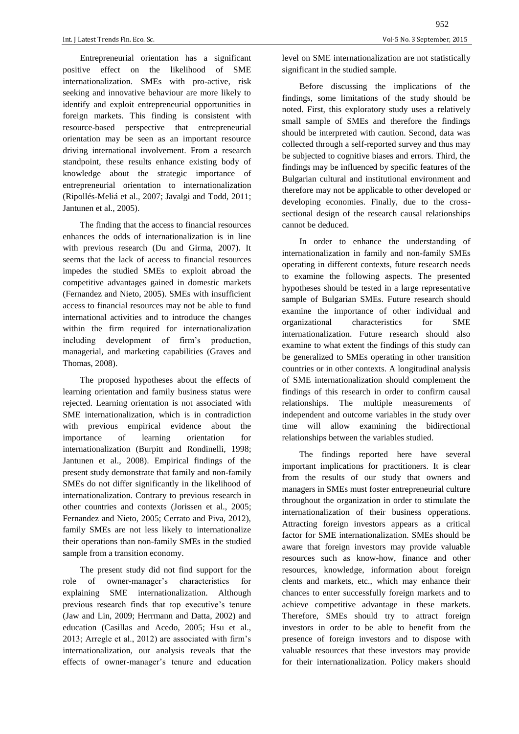Entrepreneurial orientation has a significant positive effect on the likelihood of SME internationalization. SMEs with pro-active, risk seeking and innovative behaviour are more likely to identify and exploit entrepreneurial opportunities in foreign markets. This finding is consistent with resource-based perspective that entrepreneurial orientation may be seen as an important resource driving international involvement. From a research standpoint, these results enhance existing body of knowledge about the strategic importance of entrepreneurial orientation to internationalization (Ripollés-Meliá et al., 2007; Javalgi and Todd, 2011; Jantunen et al., 2005).

The finding that the access to financial resources enhances the odds of internationalization is in line with previous research (Du and Girma, 2007). It seems that the lack of access to financial resources impedes the studied SMEs to exploit abroad the competitive advantages gained in domestic markets (Fernandez and Nieto, 2005). SMEs with insufficient access to financial resources may not be able to fund international activities and to introduce the changes within the firm required for internationalization including development of firm's production, managerial, and marketing capabilities (Graves and Thomas, 2008).

The proposed hypotheses about the effects of learning orientation and family business status were rejected. Learning orientation is not associated with SME internationalization, which is in contradiction with previous empirical evidence about the importance of learning orientation for internationalization (Burpitt and Rondinelli, 1998; Jantunen et al., 2008). Empirical findings of the present study demonstrate that family and non-family SMEs do not differ significantly in the likelihood of internationalization. Contrary to previous research in other countries and contexts (Jorissen et al., 2005; Fernandez and Nieto, 2005; Cerrato and Piva, 2012), family SMEs are not less likely to internationalize their operations than non-family SMEs in the studied sample from a transition economy.

The present study did not find support for the role of owner-manager's characteristics for explaining SME internationalization. Although previous research finds that top executive's tenure (Jaw and Lin, 2009; Herrmann and Datta, 2002) and education (Casillas and Acedo, 2005; Hsu et al., 2013; Arregle et al., 2012) are associated with firm's internationalization, our analysis reveals that the effects of owner-manager's tenure and education level on SME internationalization are not statistically significant in the studied sample.

Before discussing the implications of the findings, some limitations of the study should be noted. First, this exploratory study uses a relatively small sample of SMEs and therefore the findings should be interpreted with caution. Second, data was collected through a self-reported survey and thus may be subjected to cognitive biases and errors. Third, the findings may be influenced by specific features of the Bulgarian cultural and institutional environment and therefore may not be applicable to other developed or developing economies. Finally, due to the cross-sectional design of the research causal relationships cannot be deduced.

In order to enhance the understanding of internationalization in family and non-family SMEs operating in different contexts, future research needs to examine the following aspects. The presented hypotheses should be tested in a large representative sample of Bulgarian SMEs. Future research should examine the importance of other individual and organizational characteristics for SME internationalization. Future research should also examine to what extent the findings of this study can be generalized to SMEs operating in other transition countries or in other contexts. A longitudinal analysis of SME internationalization should complement the findings of this research in order to confirm causal relationships. The multiple measurements of independent and outcome variables in the study over time will allow examining the bidirectional relationships between the variables studied.

The findings reported here have several important implications for practitioners. It is clear from the results of our study that owners and managers in SMEs must foster entrepreneurial culture throughout the organization in order to stimulate the internationalization of their business opperations. Attracting foreign investors appears as a critical factor for SME internationalization. SMEs should be aware that foreign investors may provide valuable resources such as know-how, finance and other resources, knowledge, information about foreign clents and markets, etc., which may enhance their chances to enter successfully foreign markets and to achieve competitive advantage in these markets. Therefore, SMEs should try to attract foreign investors in order to be able to benefit from the presence of foreign investors and to dispose with valuable resources that these investors may provide for their internationalization. Policy makers should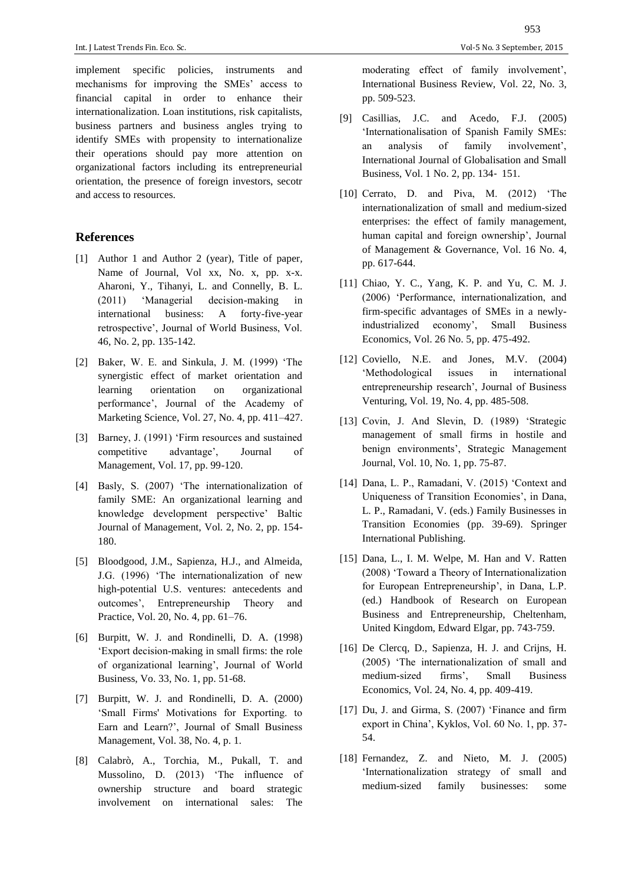implement specific policies, instruments and mechanisms for improving the SMEs' access to financial capital in order to enhance their internationalization. Loan institutions, risk capitalists, business partners and business angles trying to identify SMEs with propensity to internationalize their operations should pay more attention on organizational factors including its entrepreneurial orientation, the presence of foreign investors, secotr and access to resources.

## References

[1] Author 1 and Author 2 (year), Title of paper, Name of Journal, Vol xx, No. x, pp. x-x. Aharoni, Y., Tihanyi, L. and Connelly, B. L. (2011) 'Managerial decision-making in international business: A forty-five-year retrospective', Journal of World Business, Vol. 46, No. 2, pp. 135-142.

[2] Baker, W. E. and Sinkula, J. M. (1999) 'The synergistic effect of market orientation and learning orientation on organizational performance', Journal of the Academy of Marketing Science, Vol. 27, No. 4, pp. 411–427.

[3] Barney, J. (1991) 'Firm resources and sustained competitive advantage', Journal of Management, Vol. 17, pp. 99-120.

[4] Basly, S. (2007) 'The internationalization of family SME: An organizational learning and knowledge development perspective' Baltic Journal of Management, Vol. 2, No. 2, pp. 154-180.

[5] Bloodgood, J.M., Sapienza, H.J., and Almeida, J.G. (1996) 'The internationalization of new high-potential U.S. ventures: antecedents and outcomes', Entrepreneurship Theory and Practice, Vol. 20, No. 4, pp. 61–76.

[6] Burpitt, W. J. and Rondinelli, D. A. (1998) 'Export decision-making in small firms: the role of organizational learning', Journal of World Business, Vo. 33, No. 1, pp. 51-68.

[7] Burpitt, W. J. and Rondinelli, D. A. (2000) 'Small Firms' Motivations for Exporting. to Earn and Learn?', Journal of Small Business Management, Vol. 38, No. 4, p. 1.

[8] Calabrò, A., Torchia, M., Pukall, T. and Mussolino, D. (2013) 'The influence of ownership structure and board strategic involvement on international sales: The moderating effect of family involvement', International Business Review, Vol. 22, No. 3, pp. 509-523.

[9] Casillias, J.C. and Acedo, F.J. (2005) 'Internationalisation of Spanish Family SMEs: an analysis of family involvement', International Journal of Globalisation and Small Business, Vol. 1 No. 2, pp. 134- 151.

[10] Cerrato, D. and Piva, M. (2012) 'The internationalization of small and medium-sized enterprises: the effect of family management, human capital and foreign ownership', Journal of Management & Governance, Vol. 16 No. 4, pp. 617-644.

[11] Chiao, Y. C., Yang, K. P. and Yu, C. M. J. (2006) 'Performance, internationalization, and firm-specific advantages of SMEs in a newly-industrialized economy', Small Business Economics, Vol. 26 No. 5, pp. 475-492.

[12] Coviello, N.E. and Jones, M.V. (2004) 'Methodological issues in international entrepreneurship research', Journal of Business Venturing, Vol. 19, No. 4, pp. 485-508.

[13] Covin, J. And Slevin, D. (1989) 'Strategic management of small firms in hostile and benign environments', Strategic Management Journal, Vol. 10, No. 1, pp. 75-87.

[14] Dana, L. P., Ramadani, V. (2015) 'Context and Uniqueness of Transition Economies', in Dana, L. P., Ramadani, V. (eds.) Family Businesses in Transition Economies (pp. 39-69). Springer International Publishing.

[15] Dana, L., I. M. Welpe, M. Han and V. Ratten (2008) 'Toward a Theory of Internationalization for European Entrepreneurship', in Dana, L.P. (ed.) Handbook of Research on European Business and Entrepreneurship, Cheltenham, United Kingdom, Edward Elgar, pp. 743-759.

[16] De Clercq, D., Sapienza, H. J. and Crijns, H. (2005) 'The internationalization of small and medium-sized firms', Small Business Economics, Vol. 24, No. 4, pp. 409-419.

[17] Du, J. and Girma, S. (2007) 'Finance and firm export in China', Kyklos, Vol. 60 No. 1, pp. 37-54.

[18] Fernandez, Z. and Nieto, M. J. (2005) 'Internationalization strategy of small and medium-sized family businesses: some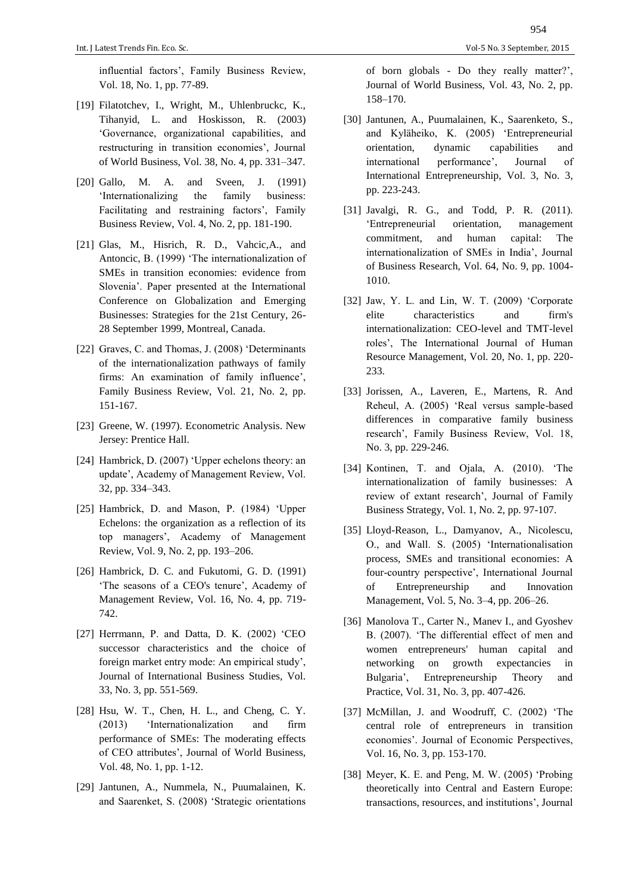influential factors', Family Business Review, Vol. 18, No. 1, pp. 77-89.

[19] Filatotchev, I., Wright, M., Uhlenbruckc, K., Tihanyid, L. and Hoskisson, R. (2003) 'Governance, organizational capabilities, and restructuring in transition economies', Journal of World Business, Vol. 38, No. 4, pp. 331–347.

[20] Gallo, M. A. and Sveen, J. (1991) 'Internationalizing the family business: Facilitating and restraining factors', Family Business Review, Vol. 4, No. 2, pp. 181-190.

[21] Glas, M., Hisrich, R. D., Vahcic,A., and Antoncic, B. (1999) 'The internationalization of SMEs in transition economies: evidence from Slovenia'. Paper presented at the International Conference on Globalization and Emerging Businesses: Strategies for the 21st Century, 26-28 September 1999, Montreal, Canada.

[22] Graves, C. and Thomas, J. (2008) 'Determinants of the internationalization pathways of family firms: An examination of family influence', Family Business Review, Vol. 21, No. 2, pp. 151-167.

[23] Greene, W. (1997). Econometric Analysis. New Jersey: Prentice Hall.

[24] Hambrick, D. (2007) 'Upper echelons theory: an update', Academy of Management Review, Vol. 32, pp. 334–343.

[25] Hambrick, D. and Mason, P. (1984) 'Upper Echelons: the organization as a reflection of its top managers', Academy of Management Review, Vol. 9, No. 2, pp. 193–206.

[26] Hambrick, D. C. and Fukutomi, G. D. (1991) 'The seasons of a CEO's tenure', Academy of Management Review, Vol. 16, No. 4, pp. 719-742.

[27] Herrmann, P. and Datta, D. K. (2002) 'CEO successor characteristics and the choice of foreign market entry mode: An empirical study', Journal of International Business Studies, Vol. 33, No. 3, pp. 551-569.

[28] Hsu, W. T., Chen, H. L., and Cheng, C. Y. (2013) 'Internationalization and firm performance of SMEs: The moderating effects of CEO attributes', Journal of World Business, Vol. 48, No. 1, pp. 1-12.

[29] Jantunen, A., Nummela, N., Puumalainen, K. and Saarenket, S. (2008) 'Strategic orientations of born globals - Do they really matter?', Journal of World Business, Vol. 43, No. 2, pp. 158–170.

[30] Jantunen, A., Puumalainen, K., Saarenketo, S., and Kyläheiko, K. (2005) 'Entrepreneurial orientation, dynamic capabilities and international performance', Journal of International Entrepreneurship, Vol. 3, No. 3, pp. 223-243.

[31] Javalgi, R. G., and Todd, P. R. (2011). 'Entrepreneurial orientation, management commitment, and human capital: The internationalization of SMEs in India', Journal of Business Research, Vol. 64, No. 9, pp. 1004-1010.

[32] Jaw, Y. L. and Lin, W. T. (2009) 'Corporate elite characteristics and firm's internationalization: CEO-level and TMT-level roles', The International Journal of Human Resource Management, Vol. 20, No. 1, pp. 220-233.

[33] Jorissen, A., Laveren, E., Martens, R. And Reheul, A. (2005) 'Real versus sample-based differences in comparative family business research', Family Business Review, Vol. 18, No. 3, pp. 229-246.

[34] Kontinen, T. and Ojala, A. (2010). 'The internationalization of family businesses: A review of extant research', Journal of Family Business Strategy, Vol. 1, No. 2, pp. 97-107.

[35] Lloyd-Reason, L., Damyanov, A., Nicolescu, O., and Wall. S. (2005) 'Internationalisation process, SMEs and transitional economies: A four-country perspective', International Journal of Entrepreneurship and Innovation Management, Vol. 5, No. 3–4, pp. 206–26.

[36] Manolova T., Carter N., Manev I., and Gyoshev B. (2007). 'The differential effect of men and women entrepreneurs' human capital and networking on growth expectancies in Bulgaria', Entrepreneurship Theory and Practice, Vol. 31, No. 3, pp. 407-426.

[37] McMillan, J. and Woodruff, C. (2002) 'The central role of entrepreneurs in transition economies'. Journal of Economic Perspectives, Vol. 16, No. 3, pp. 153-170.

[38] Meyer, K. E. and Peng, M. W. (2005) 'Probing theoretically into Central and Eastern Europe: transactions, resources, and institutions', Journal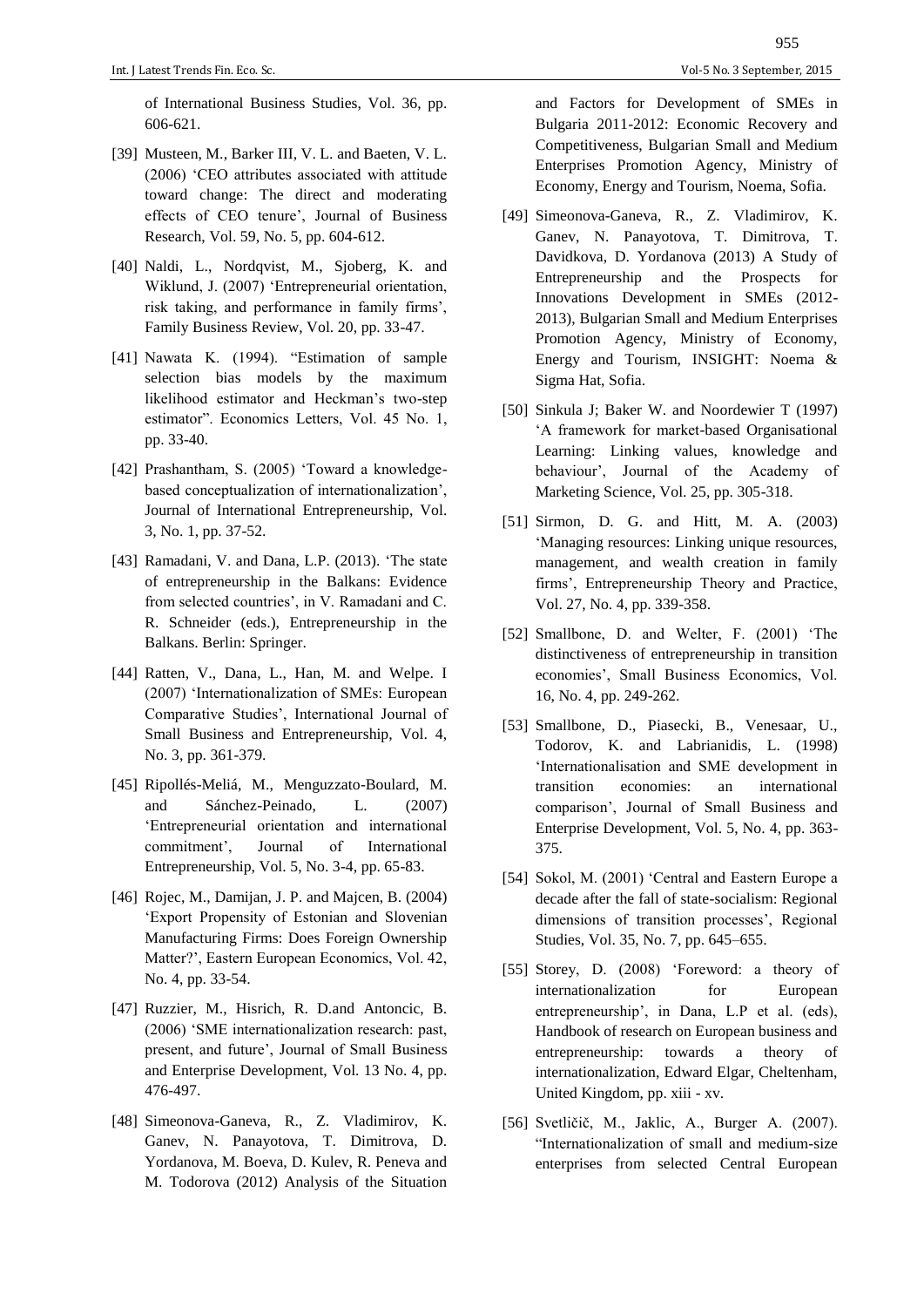of International Business Studies, Vol. 36, pp. 606-621.

[39] Musteen, M., Barker III, V. L. and Baeten, V. L. (2006) 'CEO attributes associated with attitude toward change: The direct and moderating effects of CEO tenure', Journal of Business Research, Vol. 59, No. 5, pp. 604-612.

[40] Naldi, L., Nordqvist, M., Sjoberg, K. and Wiklund, J. (2007) 'Entrepreneurial orientation, risk taking, and performance in family firms', Family Business Review, Vol. 20, pp. 33-47.

[41] Nawata K. (1994). "Estimation of sample selection bias models by the maximum likelihood estimator and Heckman's two-step estimator". Economics Letters, Vol. 45 No. 1, pp. 33-40.

[42] Prashantham, S. (2005) 'Toward a knowledge-based conceptualization of internationalization', Journal of International Entrepreneurship, Vol. 3, No. 1, pp. 37-52.

[43] Ramadani, V. and Dana, L.P. (2013). 'The state of entrepreneurship in the Balkans: Evidence from selected countries', in V. Ramadani and C. R. Schneider (eds.), Entrepreneurship in the Balkans. Berlin: Springer.

[44] Ratten, V., Dana, L., Han, M. and Welpe. I (2007) 'Internationalization of SMEs: European Comparative Studies', International Journal of Small Business and Entrepreneurship, Vol. 4, No. 3, pp. 361-379.

[45] Ripollés-Meliá, M., Menguzzato-Boulard, M. and Sánchez-Peinado, L. (2007) 'Entrepreneurial orientation and international commitment', Journal of International Entrepreneurship, Vol. 5, No. 3-4, pp. 65-83.

[46] Rojec, M., Damijan, J. P. and Majcen, B. (2004) 'Export Propensity of Estonian and Slovenian Manufacturing Firms: Does Foreign Ownership Matter?', Eastern European Economics, Vol. 42, No. 4, pp. 33-54.

[47] Ruzzier, M., Hisrich, R. D.and Antoncic, B. (2006) 'SME internationalization research: past, present, and future', Journal of Small Business and Enterprise Development, Vol. 13 No. 4, pp. 476-497.

[48] Simeonova-Ganeva, R., Z. Vladimirov, K. Ganev, N. Panayotova, T. Dimitrova, D. Yordanova, M. Boeva, D. Kulev, R. Peneva and M. Todorova (2012) Analysis of the Situation and Factors for Development of SMEs in Bulgaria 2011-2012: Economic Recovery and Competitiveness, Bulgarian Small and Medium Enterprises Promotion Agency, Ministry of Economy, Energy and Tourism, Noema, Sofia.

[49] Simeonova-Ganeva, R., Z. Vladimirov, K. Ganev, N. Panayotova, T. Dimitrova, T. Davidkova, D. Yordanova (2013) A Study of Entrepreneurship and the Prospects for Innovations Development in SMEs (2012-2013), Bulgarian Small and Medium Enterprises Promotion Agency, Ministry of Economy, Energy and Tourism, INSIGHT: Noema & Sigma Hat, Sofia.

[50] Sinkula J; Baker W. and Noordewier T (1997) 'A framework for market-based Organisational Learning: Linking values, knowledge and behaviour', Journal of the Academy of Marketing Science, Vol. 25, pp. 305-318.

[51] Sirmon, D. G. and Hitt, M. A. (2003) 'Managing resources: Linking unique resources, management, and wealth creation in family firms', Entrepreneurship Theory and Practice, Vol. 27, No. 4, pp. 339-358.

[52] Smallbone, D. and Welter, F. (2001) 'The distinctiveness of entrepreneurship in transition economies', Small Business Economics, Vol. 16, No. 4, pp. 249-262.

[53] Smallbone, D., Piasecki, B., Venesaar, U., Todorov, K. and Labrianidis, L. (1998) 'Internationalisation and SME development in transition economies: an international comparison', Journal of Small Business and Enterprise Development, Vol. 5, No. 4, pp. 363-375.

[54] Sokol, M. (2001) 'Central and Eastern Europe a decade after the fall of state-socialism: Regional dimensions of transition processes', Regional Studies, Vol. 35, No. 7, pp. 645–655.

[55] Storey, D. (2008) 'Foreword: a theory of internationalization for European entrepreneurship', in Dana, L.P et al. (eds), Handbook of research on European business and entrepreneurship: towards a theory of internationalization, Edward Elgar, Cheltenham, United Kingdom, pp. xiii - xv.

[56] Svetličič, M., Jaklic, A., Burger A. (2007). "Internationalization of small and medium-size enterprises from selected Central European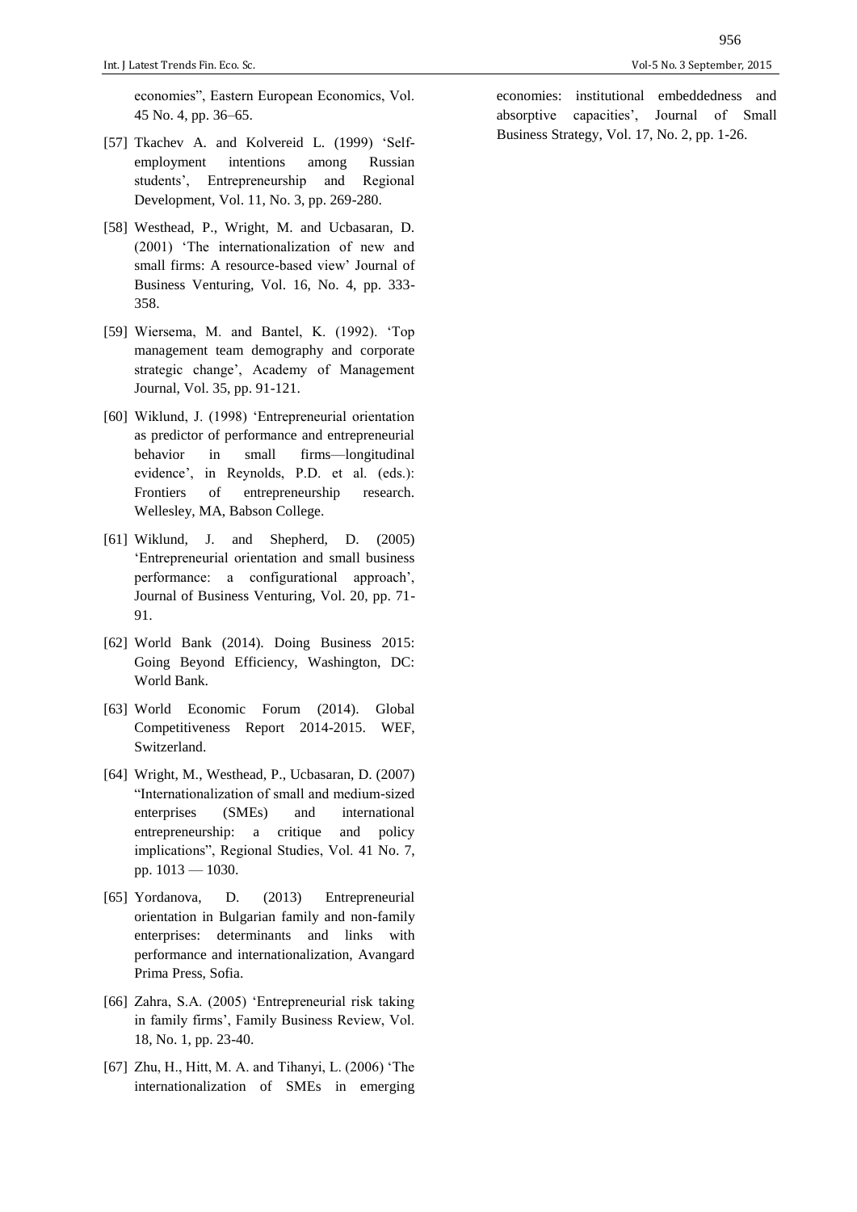economies", Eastern European Economics, Vol. 45 No. 4, pp. 36–65.

[57] Tkachev A. and Kolvereid L. (1999) 'Self-employment intentions among Russian students', Entrepreneurship and Regional Development, Vol. 11, No. 3, pp. 269-280.

[58] Westhead, P., Wright, M. and Ucbasaran, D. (2001) 'The internationalization of new and small firms: A resource-based view' Journal of Business Venturing, Vol. 16, No. 4, pp. 333-358.

[59] Wiersema, M. and Bantel, K. (1992). 'Top management team demography and corporate strategic change', Academy of Management Journal, Vol. 35, pp. 91-121.

[60] Wiklund, J. (1998) 'Entrepreneurial orientation as predictor of performance and entrepreneurial behavior in small firms—longitudinal evidence', in Reynolds, P.D. et al. (eds.): Frontiers of entrepreneurship research. Wellesley, MA, Babson College.

[61] Wiklund, J. and Shepherd, D. (2005) 'Entrepreneurial orientation and small business performance: a configurational approach', Journal of Business Venturing, Vol. 20, pp. 71-91.

[62] World Bank (2014). Doing Business 2015: Going Beyond Efficiency, Washington, DC: World Bank.

[63] World Economic Forum (2014). Global Competitiveness Report 2014-2015. WEF, Switzerland.

[64] Wright, M., Westhead, P., Ucbasaran, D. (2007) "Internationalization of small and medium-sized enterprises (SMEs) and international entrepreneurship: a critique and policy implications", Regional Studies, Vol. 41 No. 7, pp. 1013 — 1030.

[65] Yordanova, D. (2013) Entrepreneurial orientation in Bulgarian family and non-family enterprises: determinants and links with performance and internationalization, Avangard Prima Press, Sofia.

[66] Zahra, S.A. (2005) 'Entrepreneurial risk taking in family firms', Family Business Review, Vol. 18, No. 1, pp. 23-40.

[67] Zhu, H., Hitt, M. A. and Tihanyi, L. (2006) 'The internationalization of SMEs in emerging economies: institutional embeddedness and absorptive capacities', Journal of Small Business Strategy, Vol. 17, No. 2, pp. 1-26.